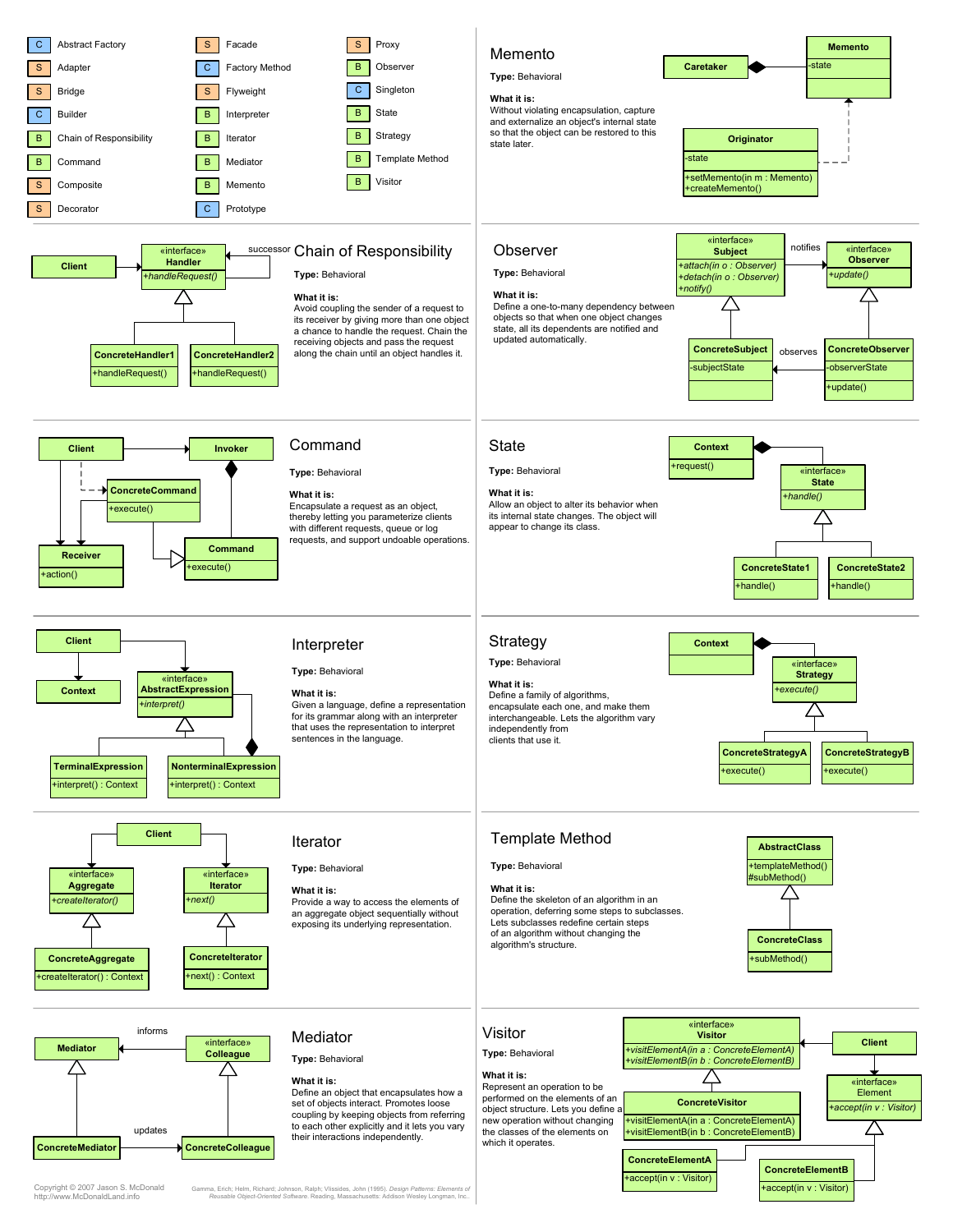| | | | | | |
|---|---|---|---|---|---|
| C | Abstract Factory | S | Facade | S | Proxy |
| S | Adapter | C | Factory Method | B | Observer |
| S | Bridge | S | Flyweight | C | Singleton |
| C | Builder | B | Interpreter | B | State |
| B | Chain of Responsibility | B | Iterator | B | Strategy |
| B | Command | B | Mediator | B | Template Method |
| S | Composite | B | Memento | B | Visitor |
| S | Decorator | C | Prototype | | |

## Memento

**Type:** Behavioral

**What it is:**
Without violating encapsulation, capture and externalize an object's internal state so that the object can be restored to this state later.

## Chain of Responsibility

**Type:** Behavioral

**What it is:**
Avoid coupling the sender of a request to its receiver by giving more than one object a chance to handle the request. Chain the receiving objects and pass the request along the chain until an object handles it.

## Observer

**Type:** Behavioral

**What it is:**
Define a one-to-many dependency between objects so that when one object changes state, all its dependents are notified and updated automatically.

## Command

**Type:** Behavioral

**What it is:**
Encapsulate a request as an object, thereby letting you parameterize clients with different requests, queue or log requests, and support undoable operations.

## State

**Type:** Behavioral

**What it is:**
Allow an object to alter its behavior when its internal state changes. The object will appear to change its class.

## Interpreter

**Type:** Behavioral

**What it is:**
Given a language, define a representation for its grammar along with an interpreter that uses the representation to interpret sentences in the language.

## Strategy

**Type:** Behavioral

**What it is:**
Define a family of algorithms, encapsulate each one, and make them interchangeable. Lets the algorithm vary independently from clients that use it.

## Iterator

**Type:** Behavioral

**What it is:**
Provide a way to access the elements of an aggregate object sequentially without exposing its underlying representation.

## Template Method

**Type:** Behavioral

**What it is:**
Define the skeleton of an algorithm in an operation, deferring some steps to subclasses. Lets subclasses redefine certain steps of an algorithm without changing the algorithm's structure.

## Mediator

**Type:** Behavioral

**What it is:**
Define an object that encapsulates how a set of objects interact. Promotes loose coupling by keeping objects from referring to each other explicitly and it lets you vary their interactions independently.

## Visitor

**Type:** Behavioral

**What it is:**
Represent an operation to be performed on the elements of an object structure. Lets you define a new operation without changing the classes of the elements on which it operates.

Copyright © 2007 Jason S. McDonald
http://www.McDonaldLand.info

Gamma, Erich; Helm, Richard; Johnson, Ralph; Vlissides, John (1995). *Design Patterns: Elements of Reusable Object-Oriented Software*. Reading, Massachusetts: Addison Wesley Longman, Inc..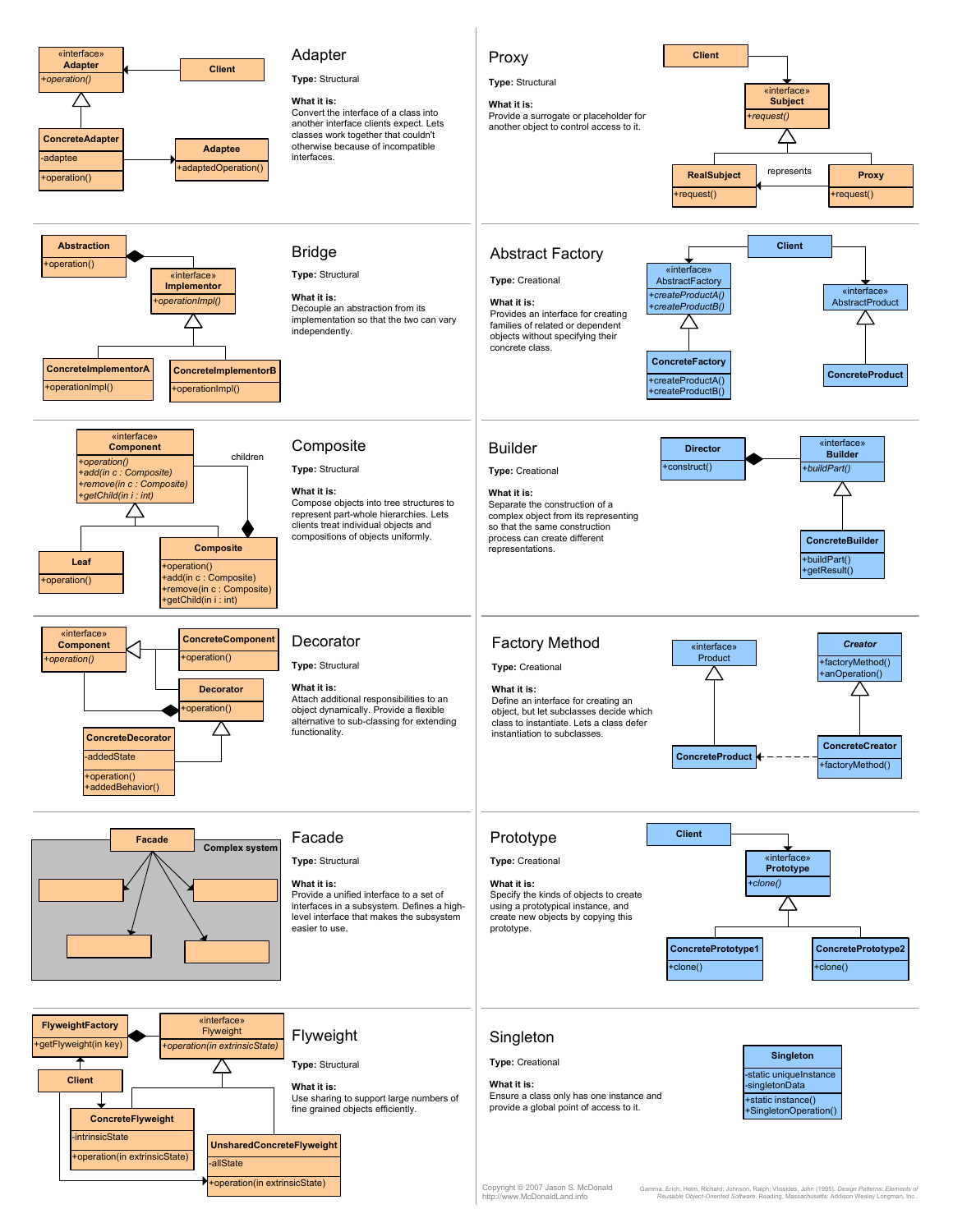## Adapter

**Type:** Structural

**What it is:**
Convert the interface of a class into another interface clients expect. Lets classes work together that couldn't otherwise because of incompatible interfaces.

«interface» Adapter
+operation()

Client

ConcreteAdapter
-adaptee
+operation()

Adaptee
+adaptedOperation()

## Proxy

**Type:** Structural

**What it is:**
Provide a surrogate or placeholder for another object to control access to it.

Client

«interface» Subject
+request()

RealSubject
+request()

represents

Proxy
+request()

## Bridge

**Type:** Structural

**What it is:**
Decouple an abstraction from its implementation so that the two can vary independently.

Abstraction
+operation()

«interface» Implementor
+operationImpl()

ConcreteImplementorA
+operationImpl()

ConcreteImplementorB
+operationImpl()

## Abstract Factory

**Type:** Creational

**What it is:**
Provides an interface for creating families of related or dependent objects without specifying their concrete class.

Client

«interface» AbstractFactory
+createProductA()
+createProductB()

«interface» AbstractProduct

ConcreteFactory
+createProductA()
+createProductB()

ConcreteProduct

## Composite

**Type:** Structural

**What it is:**
Compose objects into tree structures to represent part-whole hierarchies. Lets clients treat individual objects and compositions of objects uniformly.

«interface» Component
+operation()
+add(in c : Composite)
+remove(in c : Composite)
+getChild(in i : int)

children

Leaf
+operation()

Composite
+operation()
+add(in c : Composite)
+remove(in c : Composite)
+getChild(in i : int)

## Builder

**Type:** Creational

**What it is:**
Separate the construction of a complex object from its representing so that the same construction process can create different representations.

Director
+construct()

«interface» Builder
+buildPart()

ConcreteBuilder
+buildPart()
+getResult()

## Decorator

**Type:** Structural

**What it is:**
Attach additional responsibilities to an object dynamically. Provide a flexible alternative to sub-classing for extending functionality.

«interface» Component
+operation()

ConcreteComponent
+operation()

Decorator
+operation()

ConcreteDecorator
-addedState
+operation()
+addedBehavior()

## Factory Method

**Type:** Creational

**What it is:**
Define an interface for creating an object, but let subclasses decide which class to instantiate. Lets a class defer instantiation to subclasses.

«interface» Product

Creator
+factoryMethod()
+anOperation()

ConcreteProduct

ConcreteCreator
+factoryMethod()

## Facade

**Type:** Structural

**What it is:**
Provide a unified interface to a set of interfaces in a subsystem. Defines a high-level interface that makes the subsystem easier to use.

Facade

Complex system

## Prototype

**Type:** Creational

**What it is:**
Specify the kinds of objects to create using a prototypical instance, and create new objects by copying this prototype.

Client

«interface» Prototype
+clone()

ConcretePrototype1
+clone()

ConcretePrototype2
+clone()

## Flyweight

**Type:** Structural

**What it is:**
Use sharing to support large numbers of fine grained objects efficiently.

FlyweightFactory
+getFlyweight(in key)

«interface» Flyweight
+operation(in extrinsicState)

Client

ConcreteFlyweight
-intrinsicState
+operation(in extrinsicState)

UnsharedConcreteFlyweight
-allState
+operation(in extrinsicState)

## Singleton

**Type:** Creational

**What it is:**
Ensure a class only has one instance and provide a global point of access to it.

Singleton
-static uniqueInstance
-singletonData
+static instance()
+SingletonOperation()

Copyright © 2007 Jason S. McDonald
http://www.McDonaldLand.info

Gamma, Erich; Helm, Richard; Johnson, Ralph; Vlissides, John (1995). *Design Patterns: Elements of Reusable Object-Oriented Software*. Reading, Massachusetts: Addison Wesley Longman, Inc..